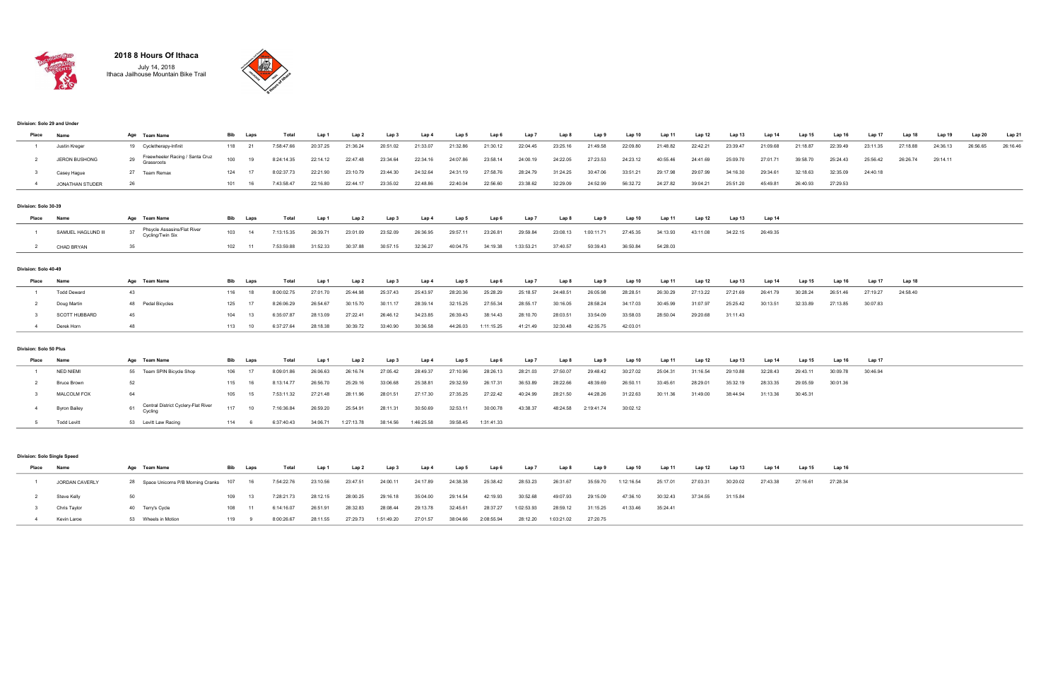# 2018 8 Hours Of Ithaca

July 14, 2018
Ithaca Jailhouse Mountain Bike Trail

### Division: Solo 29 and Under

| Place | Name | Age | Team Name | Bib | Laps | Total | Lap 1 | Lap 2 | Lap 3 | Lap 4 | Lap 5 | Lap 6 | Lap 7 | Lap 8 | Lap 9 | Lap 10 | Lap 11 | Lap 12 | Lap 13 | Lap 14 | Lap 15 | Lap 16 | Lap 17 | Lap 18 | Lap 19 | Lap 20 | Lap 21 |
|---|---|---|---|---|---|---|---|---|---|---|---|---|---|---|---|---|---|---|---|---|---|---|---|---|---|---|---|
| 1 | Justin Kreger | 19 | Cycletherapy-Infinit | 118 | 21 | 7:58:47.66 | 20:37.25 | 21:36.24 | 20:51.02 | 21:33.07 | 21:32.86 | 21:30.12 | 22:04.45 | 23:25.16 | 21:49.58 | 22:09.80 | 21:48.82 | 22:42.21 | 23:39.47 | 21:09.68 | 21:18.87 | 22:39.49 | 23:11.35 | 27:18.88 | 24:36.13 | 26:56.65 | 26:16.46 |
| 2 | JERON BUSHONG | 29 | Freewheeler Racing / Santa Cruz Grassroots | 100 | 19 | 8:24:14.35 | 22:14.12 | 22:47.48 | 23:34.64 | 22:34.16 | 24:07.86 | 23:58.14 | 24:00.19 | 24:22.05 | 27:23.53 | 24:23.12 | 40:55.46 | 24:41.69 | 25:09.70 | 27:01.71 | 39:58.70 | 25:24.43 | 25:56.42 | 26:26.74 | 29:14.11 | | |
| 3 | Casey Hague | 27 | Team Remax | 124 | 17 | 8:02:37.73 | 22:21.90 | 23:10.79 | 23:44.30 | 24:32.64 | 24:31.19 | 27:58.76 | 28:24.79 | 31:24.25 | 30:47.06 | 33:51.21 | 29:17.98 | 29:07.99 | 34:16.30 | 29:34.61 | 32:18.63 | 32:35.09 | 24:40.18 | | | | |
| 4 | JONATHAN STUDER | 26 | | 101 | 16 | 7:43:58.47 | 22:16.80 | 22:44.17 | 23:35.02 | 22:48.86 | 22:40.04 | 22:56.60 | 23:38.62 | 32:29.09 | 24:52.99 | 56:32.72 | 24:27.82 | 39:04.21 | 25:51.20 | 45:49.81 | 26:40.93 | 27:29.53 | | | | | |

### Division: Solo 30-39

| Place | Name | Age | Team Name | Bib | Laps | Total | Lap 1 | Lap 2 | Lap 3 | Lap 4 | Lap 5 | Lap 6 | Lap 7 | Lap 8 | Lap 9 | Lap 10 | Lap 11 | Lap 12 | Lap 13 | Lap 14 |
|---|---|---|---|---|---|---|---|---|---|---|---|---|---|---|---|---|---|---|---|---|
| 1 | SAMUEL HAGLUND III | 37 | Phsycle Assasins/Flat River Cycling/Twin Six | 103 | 14 | 7:13:15.35 | 26:39.71 | 23:01.09 | 23:52.09 | 26:36.95 | 29:57.11 | 23:26.81 | 29:59.84 | 23:08.13 | 1:00:11.71 | 27:45.35 | 34:13.93 | 43:11.08 | 34:22.15 | 26:49.35 |
| 2 | CHAD BRYAN | 35 | | 102 | 11 | 7:53:59.88 | 31:52.33 | 30:37.88 | 30:57.15 | 32:36.27 | 40:04.75 | 34:19.38 | 1:33:53.21 | 37:40.57 | 50:39.43 | 36:50.84 | 54:28.03 | | | |

### Division: Solo 40-49

| Place | Name | Age | Team Name | Bib | Laps | Total | Lap 1 | Lap 2 | Lap 3 | Lap 4 | Lap 5 | Lap 6 | Lap 7 | Lap 8 | Lap 9 | Lap 10 | Lap 11 | Lap 12 | Lap 13 | Lap 14 | Lap 15 | Lap 16 | Lap 17 | Lap 18 |
|---|---|---|---|---|---|---|---|---|---|---|---|---|---|---|---|---|---|---|---|---|---|---|---|---|
| 1 | Todd Deward | 43 | | 116 | 18 | 8:00:02.75 | 27:01.70 | 25:44.98 | 25:37.43 | 25:43.97 | 28:20.36 | 25:28.29 | 25:18.57 | 24:48.51 | 26:05.98 | 28:28.51 | 26:30.29 | 27:13.22 | 27:21.69 | 26:41.79 | 30:28.24 | 26:51.46 | 27:19.27 | 24:58.40 |
| 2 | Doug Martin | 48 | Pedal Bicycles | 125 | 17 | 8:26:06.29 | 26:54.67 | 30:15.70 | 30:11.17 | 28:39.14 | 32:15.25 | 27:55.34 | 28:55.17 | 30:16.05 | 28:58.24 | 34:17.03 | 30:45.99 | 31:07.97 | 25:25.42 | 30:13.51 | 32:33.89 | 27:13.85 | 30:07.83 | |
| 3 | SCOTT HUBBARD | 45 | | 104 | 13 | 6:35:07.87 | 28:13.09 | 27:22.41 | 26:46.12 | 34:23.85 | 26:39.43 | 38:14.43 | 28:10.70 | 28:03.51 | 33:54.09 | 33:58.03 | 28:50.04 | 29:20.68 | 31:11.43 | | | | | |
| 4 | Derek Horn | 48 | | 113 | 10 | 6:37:27.64 | 28:18.38 | 30:39.72 | 33:40.90 | 30:36.58 | 44:26.03 | 1:11:15.25 | 41:21.49 | 32:30.48 | 42:35.75 | 42:03.01 | | | | | | | | |

### Division: Solo 50 Plus

| Place | Name | Age | Team Name | Bib | Laps | Total | Lap 1 | Lap 2 | Lap 3 | Lap 4 | Lap 5 | Lap 6 | Lap 7 | Lap 8 | Lap 9 | Lap 10 | Lap 11 | Lap 12 | Lap 13 | Lap 14 | Lap 15 | Lap 16 | Lap 17 |
|---|---|---|---|---|---|---|---|---|---|---|---|---|---|---|---|---|---|---|---|---|---|---|---|
| 1 | NED NIEMI | 55 | Team SPIN Bicycle Shop | 106 | 17 | 8:09:01.86 | 26:06.63 | 26:16.74 | 27:05.42 | 28:49.37 | 27:10.96 | 28:26.13 | 28:21.03 | 27:50.07 | 29:48.42 | 30:27.02 | 25:04.31 | 31:16.54 | 29:10.88 | 32:28.43 | 29:43.11 | 30:09.78 | 30:46.94 |
| 2 | Bruce Brown | 52 | | 115 | 16 | 8:13:14.77 | 26:56.70 | 25:29.16 | 33:06.68 | 25:38.81 | 29:32.59 | 26:17.31 | 36:53.89 | 28:22.66 | 48:39.69 | 26:50.11 | 33:45.61 | 28:29.01 | 35:32.19 | 28:33.35 | 29:05.59 | 30:01.36 | |
| 3 | MALCOLM FOX | 64 | | 105 | 15 | 7:53:11.32 | 27:21.48 | 28:11.96 | 28:01.51 | 27:17.30 | 27:35.25 | 27:22.42 | 40:24.99 | 28:21.50 | 44:28.26 | 31:22.63 | 30:11.36 | 31:49.00 | 38:44.94 | 31:13.36 | 30:45.31 | | |
| 4 | Byron Bailey | 61 | Central District Cyclery-Flat River Cycling | 117 | 10 | 7:16:36.84 | 26:59.20 | 25:54.91 | 28:11.31 | 30:50.69 | 32:53.11 | 30:00.78 | 43:38.37 | 48:24.58 | 2:19:41.74 | 30:02.12 | | | | | | | |
| 5 | Todd Levitt | 53 | Levitt Law Racing | 114 | 6 | 6:37:40.43 | 34:06.71 | 1:27:13.78 | 38:14.56 | 1:46:25.58 | 39:58.45 | 1:31:41.33 | | | | | | | | | | | |

### Division: Solo Single Speed

| Place | Name | Age | Team Name | Bib | Laps | Total | Lap 1 | Lap 2 | Lap 3 | Lap 4 | Lap 5 | Lap 6 | Lap 7 | Lap 8 | Lap 9 | Lap 10 | Lap 11 | Lap 12 | Lap 13 | Lap 14 | Lap 15 | Lap 16 |
|---|---|---|---|---|---|---|---|---|---|---|---|---|---|---|---|---|---|---|---|---|---|---|
| 1 | JORDAN CAVERLY | 28 | Space Unicorns P/B Morning Cranks | 107 | 16 | 7:54:22.76 | 23:10.56 | 23:47.51 | 24:00.11 | 24:17.89 | 24:38.38 | 25:38.42 | 28:53.23 | 26:31.67 | 35:59.70 | 1:12:16.54 | 25:17.01 | 27:03.31 | 30:20.02 | 27:43.38 | 27:16.61 | 27:28.34 |
| 2 | Steve Kelly | 50 | | 109 | 13 | 7:28:21.73 | 28:12.15 | 28:00.25 | 29:16.18 | 35:04.00 | 29:14.54 | 42:19.93 | 30:52.68 | 49:07.93 | 29:15.09 | 47:36.10 | 30:32.43 | 37:34.55 | 31:15.84 | | | |
| 3 | Chris Taylor | 40 | Terry's Cycle | 108 | 11 | 6:14:16.07 | 26:51.91 | 28:32.83 | 28:08.44 | 29:13.78 | 32:45.61 | 28:37.27 | 1:02:53.93 | 28:59.12 | 31:15.25 | 41:33.46 | 35:24.41 | | | | | |
| 4 | Kevin Laroe | 53 | Wheels in Motion | 119 | 9 | 8:00:26.67 | 28:11.55 | 27:29.73 | 1:51:49.20 | 27:01.57 | 38:04.66 | 2:08:55.94 | 28:12.20 | 1:03:21.02 | 27:20.75 | | | | | | | |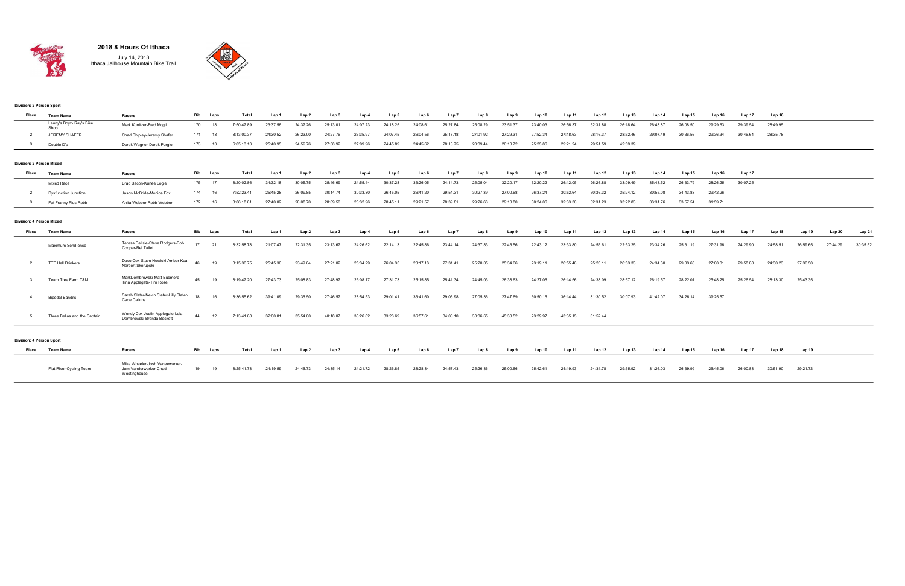# 2018 8 Hours Of Ithaca

July 14, 2018
Ithaca Jailhouse Mountain Bike Trail

### Division: 2 Person Sport

| Place | Team Name | Racers | Bib | Laps | Total | Lap 1 | Lap 2 | Lap 3 | Lap 4 | Lap 5 | Lap 6 | Lap 7 | Lap 8 | Lap 9 | Lap 10 | Lap 11 | Lap 12 | Lap 13 | Lap 14 | Lap 15 | Lap 16 | Lap 17 | Lap 18 |
|---|---|---|---|---|---|---|---|---|---|---|---|---|---|---|---|---|---|---|---|---|---|---|---|
| 1 | Lenny's Boyz- Ray's Bike Shop | Mark Kunitzer-Fred Mcgill | 170 | 18 | 7:50:47.89 | 23:37.56 | 24:37.26 | 25:13.01 | 24:07.23 | 24:18.25 | 24:08.61 | 25:27.84 | 25:08.29 | 23:51.37 | 23:40.03 | 26:56.37 | 32:31.88 | 26:18.64 | 26:43.87 | 26:08.50 | 29:29.63 | 29:39.54 | 28:49.95 |
| 2 | JEREMY SHAFER | Chad Shipley-Jeremy Shafer | 171 | 18 | 8:13:00.37 | 24:30.52 | 26:23.00 | 24:27.76 | 26:35.97 | 24:07.45 | 26:04.56 | 25:17.18 | 27:01.92 | 27:29.31 | 27:52.34 | 27:18.63 | 28:16.37 | 28:52.46 | 29:07.49 | 30:36.56 | 29:36.34 | 30:46.64 | 28:35.78 |
| 3 | Double D's | Derek Wagner-Darek Purgiel | 173 | 13 | 6:05:13.13 | 25:40.95 | 24:59.76 | 27:38.92 | 27:09.96 | 24:45.89 | 24:45.62 | 28:13.75 | 28:09.44 | 26:10.72 | 25:25.86 | 29:21.24 | 29:51.59 | 42:59.39 | | | | | |

### Division: 2 Person Mixed

| Place | Team Name | Racers | Bib | Laps | Total | Lap 1 | Lap 2 | Lap 3 | Lap 4 | Lap 5 | Lap 6 | Lap 7 | Lap 8 | Lap 9 | Lap 10 | Lap 11 | Lap 12 | Lap 13 | Lap 14 | Lap 15 | Lap 16 | Lap 17 |
|---|---|---|---|---|---|---|---|---|---|---|---|---|---|---|---|---|---|---|---|---|---|---|
| 1 | Mixed Race | Brad Bacon-Kunee Logie | 175 | 17 | 8:20:02.86 | 34:32.18 | 30:05.75 | 25:46.69 | 24:55.44 | 30:37.28 | 33:26.05 | 24:14.73 | 25:05.04 | 32:20.17 | 32:20.22 | 26:12.05 | 26:26.88 | 33:09.49 | 35:43.52 | 26:33.79 | 28:26.25 | 30:07.25 |
| 2 | Dysfunction Junction | Jason McBride-Monica Fox | 174 | 16 | 7:52:23.41 | 25:45.28 | 26:09.85 | 30:14.74 | 30:33.30 | 26:45.05 | 26:41.20 | 29:54.31 | 30:27.39 | 27:00.68 | 26:37.24 | 30:52.64 | 30:36.32 | 35:24.12 | 30:55.08 | 34:43.88 | 29:42.26 | |
| 3 | Fat Franny Plus Robb | Anita Webber-Robb Webber | 172 | 16 | 8:06:18.61 | 27:40.02 | 28:08.70 | 28:09.50 | 28:32.96 | 28:45.11 | 29:21.57 | 28:39.81 | 29:26.66 | 29:13.80 | 30:24.06 | 32:33.30 | 32:31.23 | 33:22.83 | 33:31.76 | 33:57.54 | 31:59.71 | |

### Division: 4 Person Mixed

| Place | Team Name | Racers | Bib | Laps | Total | Lap 1 | Lap 2 | Lap 3 | Lap 4 | Lap 5 | Lap 6 | Lap 7 | Lap 8 | Lap 9 | Lap 10 | Lap 11 | Lap 12 | Lap 13 | Lap 14 | Lap 15 | Lap 16 | Lap 17 | Lap 18 | Lap 19 | Lap 20 | Lap 21 |
|---|---|---|---|---|---|---|---|---|---|---|---|---|---|---|---|---|---|---|---|---|---|---|---|---|---|---|
| 1 | Maximum Send-ence | Teresa Delisle-Steve Rodgers-Bob Cooper-Rei Tallet | 17 | 21 | 8:32:58.78 | 21:07.47 | 22:31.35 | 23:13.67 | 24:26.62 | 22:14.13 | 22:45.86 | 23:44.14 | 24:37.83 | 22:46.56 | 22:43.12 | 23:33.80 | 24:55.61 | 22:53.25 | 23:34.26 | 25:31.19 | 27:31.96 | 24:29.90 | 24:58.51 | 26:59.65 | 27:44.29 | 30:35.52 |
| 2 | TTF Hell Drinkers | Dave Cox-Steve Nowicki-Amber Koe-Norbert Skorupski | 46 | 19 | 8:15:36.75 | 25:45.36 | 23:49.64 | 27:21.02 | 25:34.29 | 26:04.35 | 23:17.13 | 27:31.41 | 25:20.05 | 25:34.66 | 23:19.11 | 26:55.46 | 25:28.11 | 26:53.33 | 24:34.30 | 29:03.63 | 27:00.01 | 29:58.08 | 24:30.23 | 27:36.50 | | |
| 3 | Team Tree Farm T&M | MarkDombrowski-Matt Busmore-Tina Applegate-Tim Rose | 45 | 19 | 8:19:47.20 | 27:43.73 | 25:08.83 | 27:48.97 | 25:08.17 | 27:31.73 | 25:15.85 | 25:41.34 | 24:45.03 | 26:38.63 | 24:27.06 | 26:14.56 | 24:33.09 | 28:57.12 | 26:19.57 | 28:22.01 | 25:48.25 | 25:26.54 | 28:13.30 | 25:43.35 | | |
| 4 | Bipedal Bandits | Sarah Slater-Nevin Slater-Lilly Slater-Cade Calkins | 18 | 16 | 8:36:55.62 | 39:41.09 | 29:36.50 | 27:46.57 | 28:54.53 | 29:01.41 | 33:41.60 | 29:03.98 | 27:05.36 | 27:47.69 | 30:50.16 | 36:14.44 | 31:30.52 | 30:07.93 | 41:42.07 | 34:26.14 | 39:25.57 | | | | | |
| 5 | Three Bellas and the Captain | Wendy Cox-Justin Applegate-Lola Dombrowski-Brenda Beckett | 44 | 12 | 7:13:41.68 | 32:00.81 | 35:54.00 | 40:18.07 | 38:26.62 | 33:26.69 | 36:57.61 | 34:00.10 | 38:06.65 | 45:33.52 | 23:29.97 | 43:35.15 | 31:52.44 | | | | | | | | | |

### Division: 4 Person Sport

| Place | Team Name | Racers | Bib | Laps | Total | Lap 1 | Lap 2 | Lap 3 | Lap 4 | Lap 5 | Lap 6 | Lap 7 | Lap 8 | Lap 9 | Lap 10 | Lap 11 | Lap 12 | Lap 13 | Lap 14 | Lap 15 | Lap 16 | Lap 17 | Lap 18 | Lap 19 |
|---|---|---|---|---|---|---|---|---|---|---|---|---|---|---|---|---|---|---|---|---|---|---|---|---|
| 1 | Flat River Cycling Team | Mike Wheeler-Josh Vaneewarker-Jum Vanderwarker-Chad Westinghouse | 19 | 19 | 8:25:41.73 | 24:19.59 | 24:46.73 | 24:35.14 | 24:21.72 | 28:26.85 | 28:28.34 | 24:57.43 | 25:26.36 | 25:00.66 | 25:42.61 | 24:19.93 | 24:34.78 | 29:35.92 | 31:26.03 | 26:39.99 | 26:45.06 | 26:00.88 | 30:51.90 | 29:21.72 |